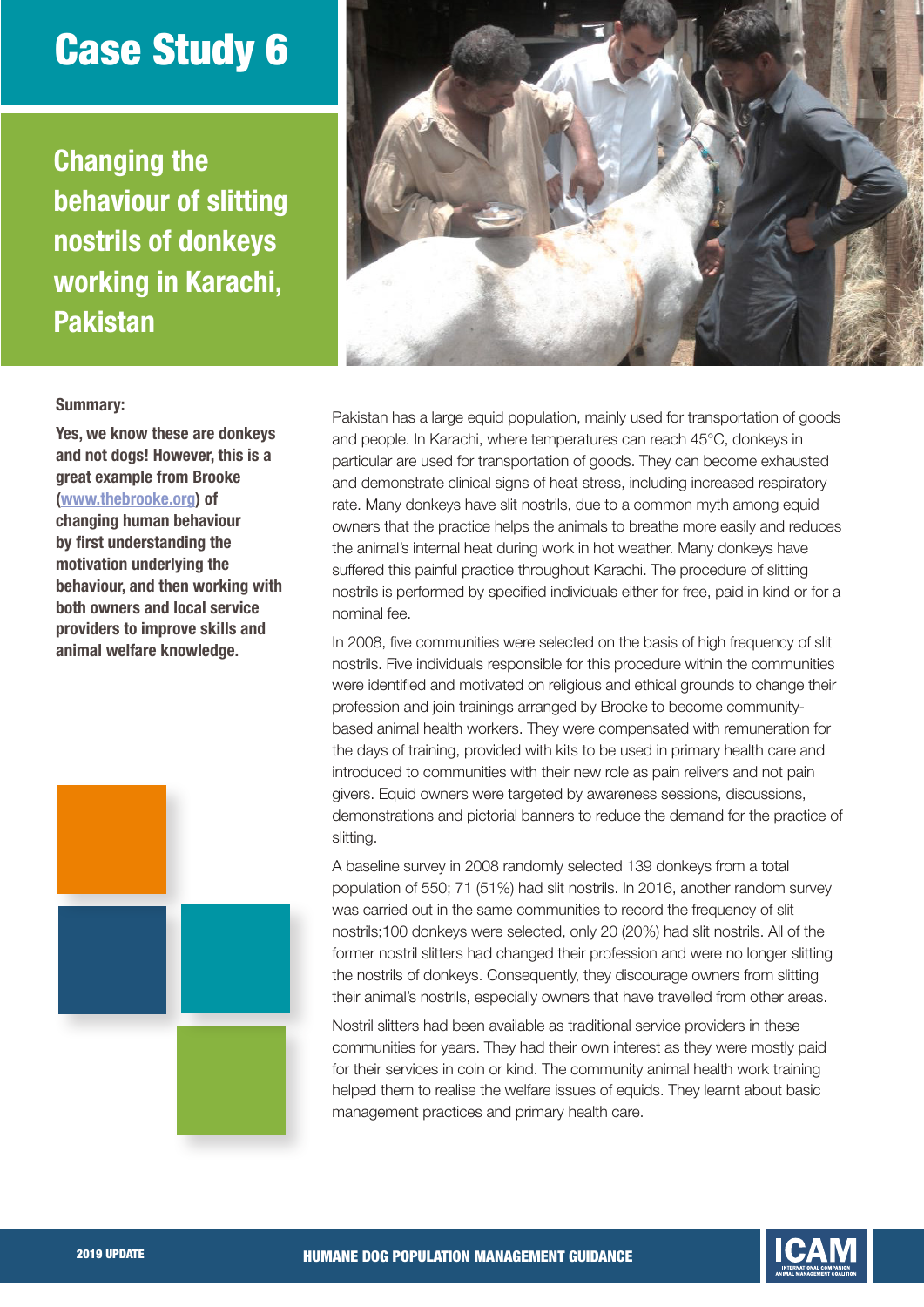# Case Study 6

## Changing the behaviour of slitting nostrils of donkeys working in Karachi, Pakistan

**Summary:**

**Yes, we know these are donkeys and not dogs! However, this is a great example from Brooke (www.thebrooke.org) of changing human behaviour by first understanding the motivation underlying the behaviour, and then working with both owners and local service providers to improve skills and animal welfare knowledge.**

Pakistan has a large equid population, mainly used for transportation of goods and people. In Karachi, where temperatures can reach 45°C, donkeys in particular are used for transportation of goods. They can become exhausted and demonstrate clinical signs of heat stress, including increased respiratory rate. Many donkeys have slit nostrils, due to a common myth among equid owners that the practice helps the animals to breathe more easily and reduces the animal's internal heat during work in hot weather. Many donkeys have suffered this painful practice throughout Karachi. The procedure of slitting nostrils is performed by specified individuals either for free, paid in kind or for a nominal fee.

In 2008, five communities were selected on the basis of high frequency of slit nostrils. Five individuals responsible for this procedure within the communities were identified and motivated on religious and ethical grounds to change their profession and join trainings arranged by Brooke to become community-based animal health workers. They were compensated with remuneration for the days of training, provided with kits to be used in primary health care and introduced to communities with their new role as pain relivers and not pain givers. Equid owners were targeted by awareness sessions, discussions, demonstrations and pictorial banners to reduce the demand for the practice of slitting.

A baseline survey in 2008 randomly selected 139 donkeys from a total population of 550; 71 (51%) had slit nostrils. In 2016, another random survey was carried out in the same communities to record the frequency of slit nostrils;100 donkeys were selected, only 20 (20%) had slit nostrils. All of the former nostril slitters had changed their profession and were no longer slitting the nostrils of donkeys. Consequently, they discourage owners from slitting their animal's nostrils, especially owners that have travelled from other areas.

Nostril slitters had been available as traditional service providers in these communities for years. They had their own interest as they were mostly paid for their services in coin or kind. The community animal health work training helped them to realise the welfare issues of equids. They learnt about basic management practices and primary health care.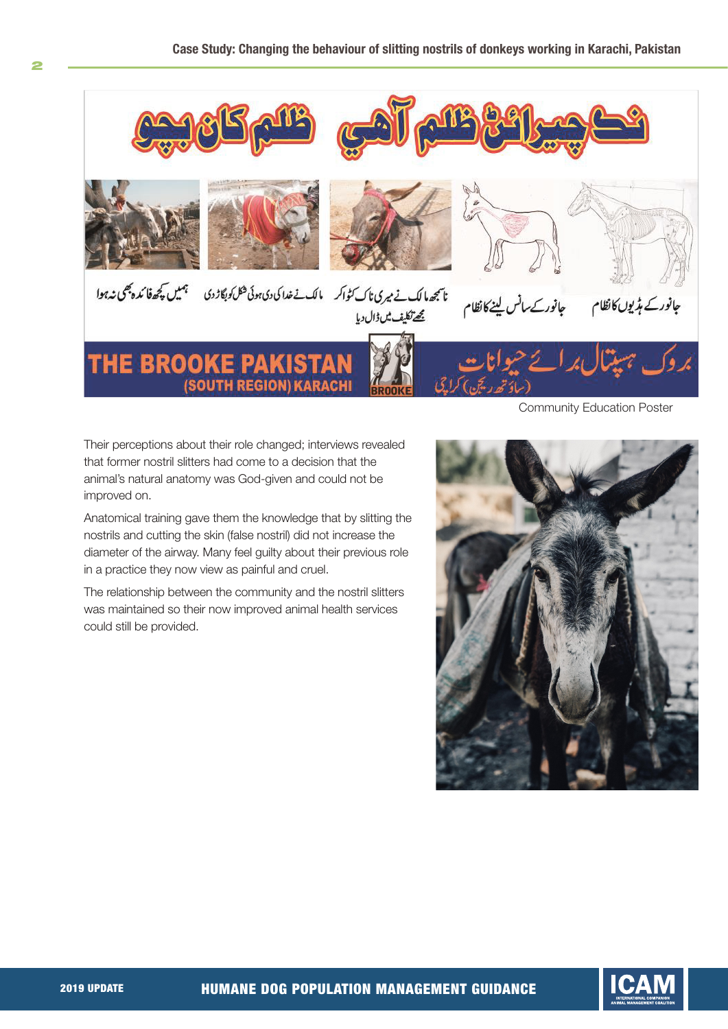Community Education Poster

Their perceptions about their role changed; interviews revealed that former nostril slitters had come to a decision that the animal's natural anatomy was God-given and could not be improved on.

Anatomical training gave them the knowledge that by slitting the nostrils and cutting the skin (false nostril) did not increase the diameter of the airway. Many feel guilty about their previous role in a practice they now view as painful and cruel.

The relationship between the community and the nostril slitters was maintained so their now improved animal health services could still be provided.